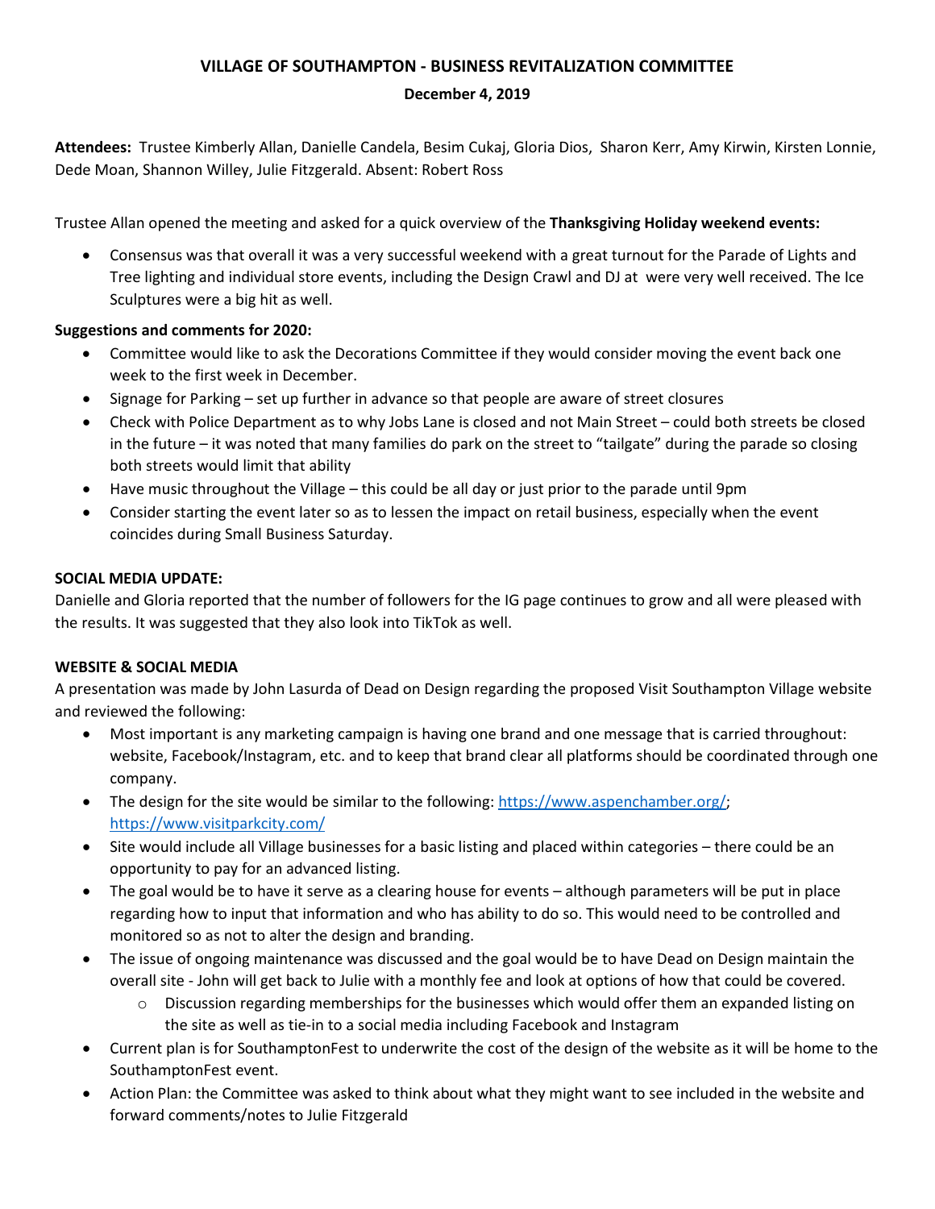# VILLAGE OF SOUTHAMPTON - BUSINESS REVITALIZATION COMMITTEE

**December 4, 2019**

**Attendees:** Trustee Kimberly Allan, Danielle Candela, Besim Cukaj, Gloria Dios, Sharon Kerr, Amy Kirwin, Kirsten Lonnie, Dede Moan, Shannon Willey, Julie Fitzgerald. Absent: Robert Ross

Trustee Allan opened the meeting and asked for a quick overview of the **Thanksgiving Holiday weekend events:**

- Consensus was that overall it was a very successful weekend with a great turnout for the Parade of Lights and Tree lighting and individual store events, including the Design Crawl and DJ at were very well received. The Ice Sculptures were a big hit as well.

**Suggestions and comments for 2020:**

- Committee would like to ask the Decorations Committee if they would consider moving the event back one week to the first week in December.
- Signage for Parking – set up further in advance so that people are aware of street closures
- Check with Police Department as to why Jobs Lane is closed and not Main Street – could both streets be closed in the future – it was noted that many families do park on the street to "tailgate" during the parade so closing both streets would limit that ability
- Have music throughout the Village – this could be all day or just prior to the parade until 9pm
- Consider starting the event later so as to lessen the impact on retail business, especially when the event coincides during Small Business Saturday.

**SOCIAL MEDIA UPDATE:**

Danielle and Gloria reported that the number of followers for the IG page continues to grow and all were pleased with the results. It was suggested that they also look into TikTok as well.

**WEBSITE & SOCIAL MEDIA**

A presentation was made by John Lasurda of Dead on Design regarding the proposed Visit Southampton Village website and reviewed the following:

- Most important is any marketing campaign is having one brand and one message that is carried throughout: website, Facebook/Instagram, etc. and to keep that brand clear all platforms should be coordinated through one company.
- The design for the site would be similar to the following: [https://www.aspenchamber.org/](https://www.aspenchamber.org/); [https://www.visitparkcity.com/](https://www.visitparkcity.com/)
- Site would include all Village businesses for a basic listing and placed within categories – there could be an opportunity to pay for an advanced listing.
- The goal would be to have it serve as a clearing house for events – although parameters will be put in place regarding how to input that information and who has ability to do so. This would need to be controlled and monitored so as not to alter the design and branding.
- The issue of ongoing maintenance was discussed and the goal would be to have Dead on Design maintain the overall site - John will get back to Julie with a monthly fee and look at options of how that could be covered.
  - Discussion regarding memberships for the businesses which would offer them an expanded listing on the site as well as tie-in to a social media including Facebook and Instagram
- Current plan is for SouthamptonFest to underwrite the cost of the design of the website as it will be home to the SouthamptonFest event.
- Action Plan: the Committee was asked to think about what they might want to see included in the website and forward comments/notes to Julie Fitzgerald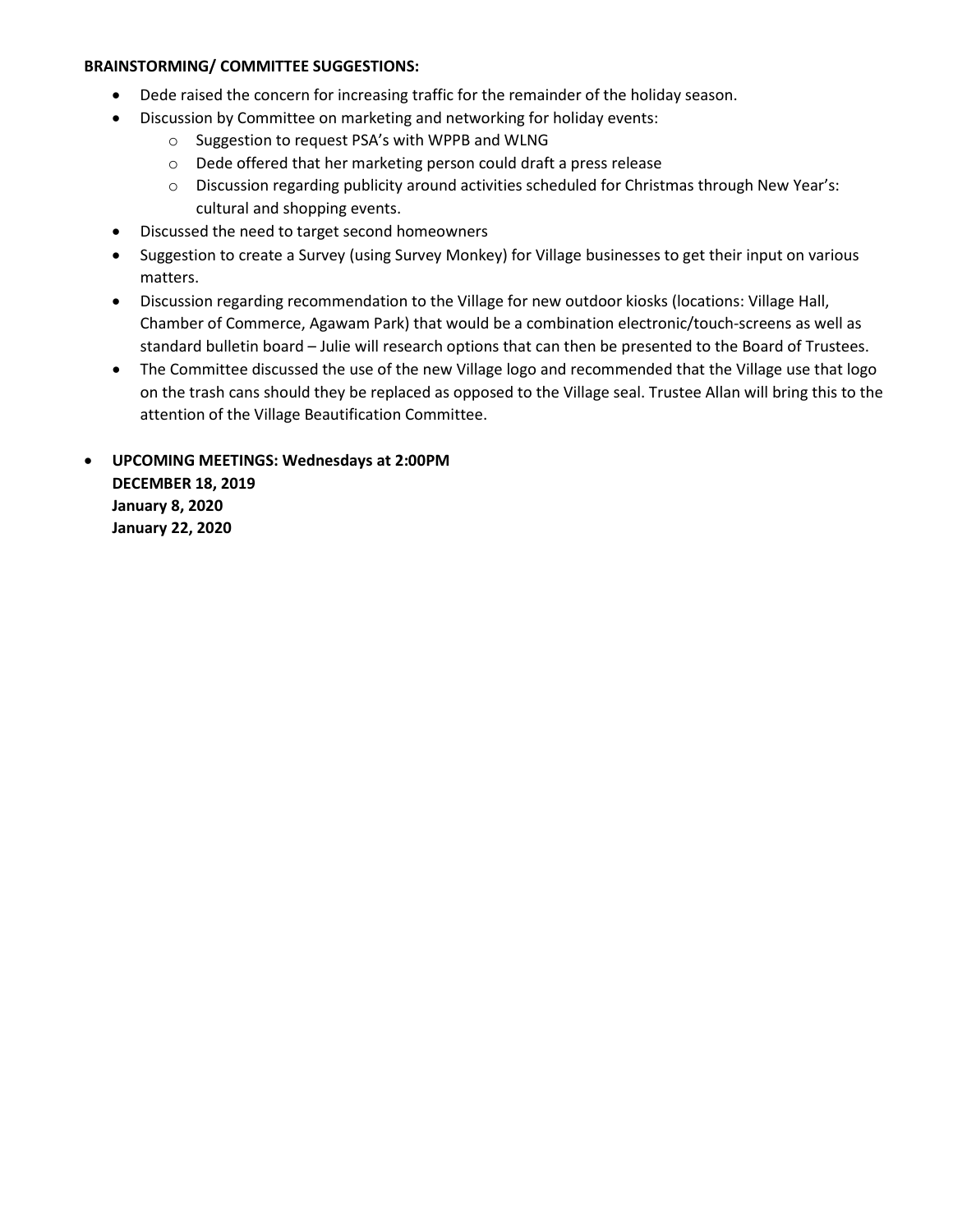**BRAINSTORMING/ COMMITTEE SUGGESTIONS:**

- Dede raised the concern for increasing traffic for the remainder of the holiday season.
- Discussion by Committee on marketing and networking for holiday events:
  - Suggestion to request PSA's with WPPB and WLNG
  - Dede offered that her marketing person could draft a press release
  - Discussion regarding publicity around activities scheduled for Christmas through New Year's: cultural and shopping events.
- Discussed the need to target second homeowners
- Suggestion to create a Survey (using Survey Monkey) for Village businesses to get their input on various matters.
- Discussion regarding recommendation to the Village for new outdoor kiosks (locations: Village Hall, Chamber of Commerce, Agawam Park) that would be a combination electronic/touch-screens as well as standard bulletin board – Julie will research options that can then be presented to the Board of Trustees.
- The Committee discussed the use of the new Village logo and recommended that the Village use that logo on the trash cans should they be replaced as opposed to the Village seal. Trustee Allan will bring this to the attention of the Village Beautification Committee.

- **UPCOMING MEETINGS: Wednesdays at 2:00PM**
  **DECEMBER 18, 2019**
  **January 8, 2020**
  **January 22, 2020**